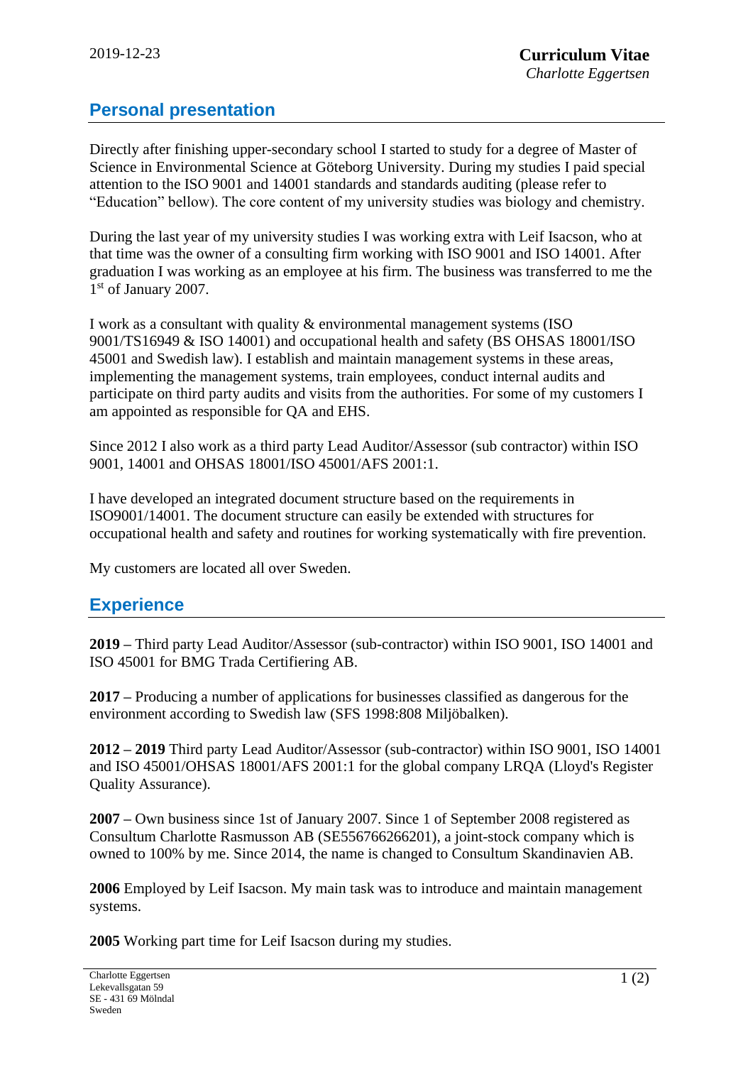2019-12-23

**Curriculum Vitae**
*Charlotte Eggertsen*

## Personal presentation

Directly after finishing upper-secondary school I started to study for a degree of Master of Science in Environmental Science at Göteborg University. During my studies I paid special attention to the ISO 9001 and 14001 standards and standards auditing (please refer to "Education" bellow). The core content of my university studies was biology and chemistry.

During the last year of my university studies I was working extra with Leif Isacson, who at that time was the owner of a consulting firm working with ISO 9001 and ISO 14001. After graduation I was working as an employee at his firm. The business was transferred to me the 1st of January 2007.

I work as a consultant with quality & environmental management systems (ISO 9001/TS16949 & ISO 14001) and occupational health and safety (BS OHSAS 18001/ISO 45001 and Swedish law). I establish and maintain management systems in these areas, implementing the management systems, train employees, conduct internal audits and participate on third party audits and visits from the authorities. For some of my customers I am appointed as responsible for QA and EHS.

Since 2012 I also work as a third party Lead Auditor/Assessor (sub contractor) within ISO 9001, 14001 and OHSAS 18001/ISO 45001/AFS 2001:1.

I have developed an integrated document structure based on the requirements in ISO9001/14001. The document structure can easily be extended with structures for occupational health and safety and routines for working systematically with fire prevention.

My customers are located all over Sweden.

## Experience

**2019 –** Third party Lead Auditor/Assessor (sub-contractor) within ISO 9001, ISO 14001 and ISO 45001 for BMG Trada Certifiering AB.

**2017 –** Producing a number of applications for businesses classified as dangerous for the environment according to Swedish law (SFS 1998:808 Miljöbalken).

**2012 – 2019** Third party Lead Auditor/Assessor (sub-contractor) within ISO 9001, ISO 14001 and ISO 45001/OHSAS 18001/AFS 2001:1 for the global company LRQA (Lloyd's Register Quality Assurance).

**2007 –** Own business since 1st of January 2007. Since 1 of September 2008 registered as Consultum Charlotte Rasmusson AB (SE556766266201), a joint-stock company which is owned to 100% by me. Since 2014, the name is changed to Consultum Skandinavien AB.

**2006** Employed by Leif Isacson. My main task was to introduce and maintain management systems.

**2005** Working part time for Leif Isacson during my studies.

Charlotte Eggertsen
Lekevallsgatan 59
SE - 431 69 Mölndal
Sweden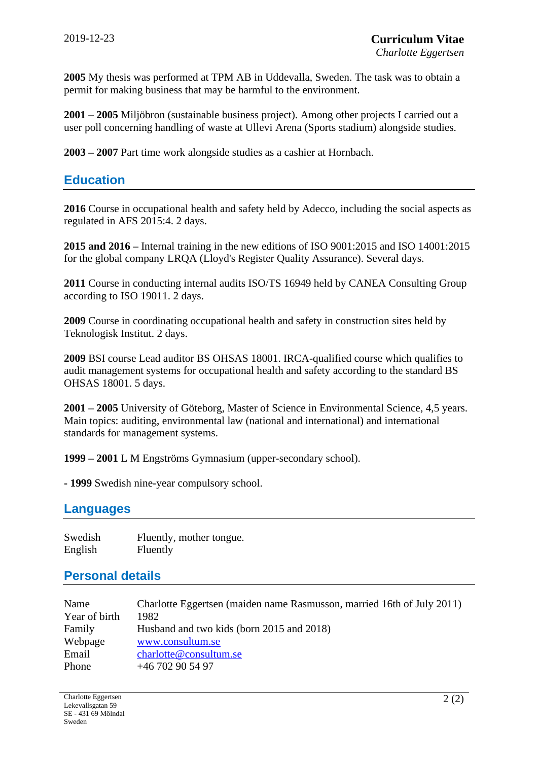**2005** My thesis was performed at TPM AB in Uddevalla, Sweden. The task was to obtain a permit for making business that may be harmful to the environment.

**2001 – 2005** Miljöbron (sustainable business project). Among other projects I carried out a user poll concerning handling of waste at Ullevi Arena (Sports stadium) alongside studies.

**2003 – 2007** Part time work alongside studies as a cashier at Hornbach.

## Education

**2016** Course in occupational health and safety held by Adecco, including the social aspects as regulated in AFS 2015:4. 2 days.

**2015 and 2016 –** Internal training in the new editions of ISO 9001:2015 and ISO 14001:2015 for the global company LRQA (Lloyd's Register Quality Assurance). Several days.

**2011** Course in conducting internal audits ISO/TS 16949 held by CANEA Consulting Group according to ISO 19011. 2 days.

**2009** Course in coordinating occupational health and safety in construction sites held by Teknologisk Institut. 2 days.

**2009** BSI course Lead auditor BS OHSAS 18001. IRCA-qualified course which qualifies to audit management systems for occupational health and safety according to the standard BS OHSAS 18001. 5 days.

**2001 – 2005** University of Göteborg, Master of Science in Environmental Science, 4,5 years. Main topics: auditing, environmental law (national and international) and international standards for management systems.

**1999 – 2001** L M Engströms Gymnasium (upper-secondary school).

**- 1999** Swedish nine-year compulsory school.

## Languages

| | |
|---|---|
| Swedish | Fluently, mother tongue. |
| English | Fluently |

## Personal details

| | |
|---|---|
| Name | Charlotte Eggertsen (maiden name Rasmusson, married 16th of July 2011) |
| Year of birth | 1982 |
| Family | Husband and two kids (born 2015 and 2018) |
| Webpage | www.consultum.se |
| Email | charlotte@consultum.se |
| Phone | +46 702 90 54 97 |

Charlotte Eggertsen
Lekevallsgatan 59
SE - 431 69 Mölndal
Sweden